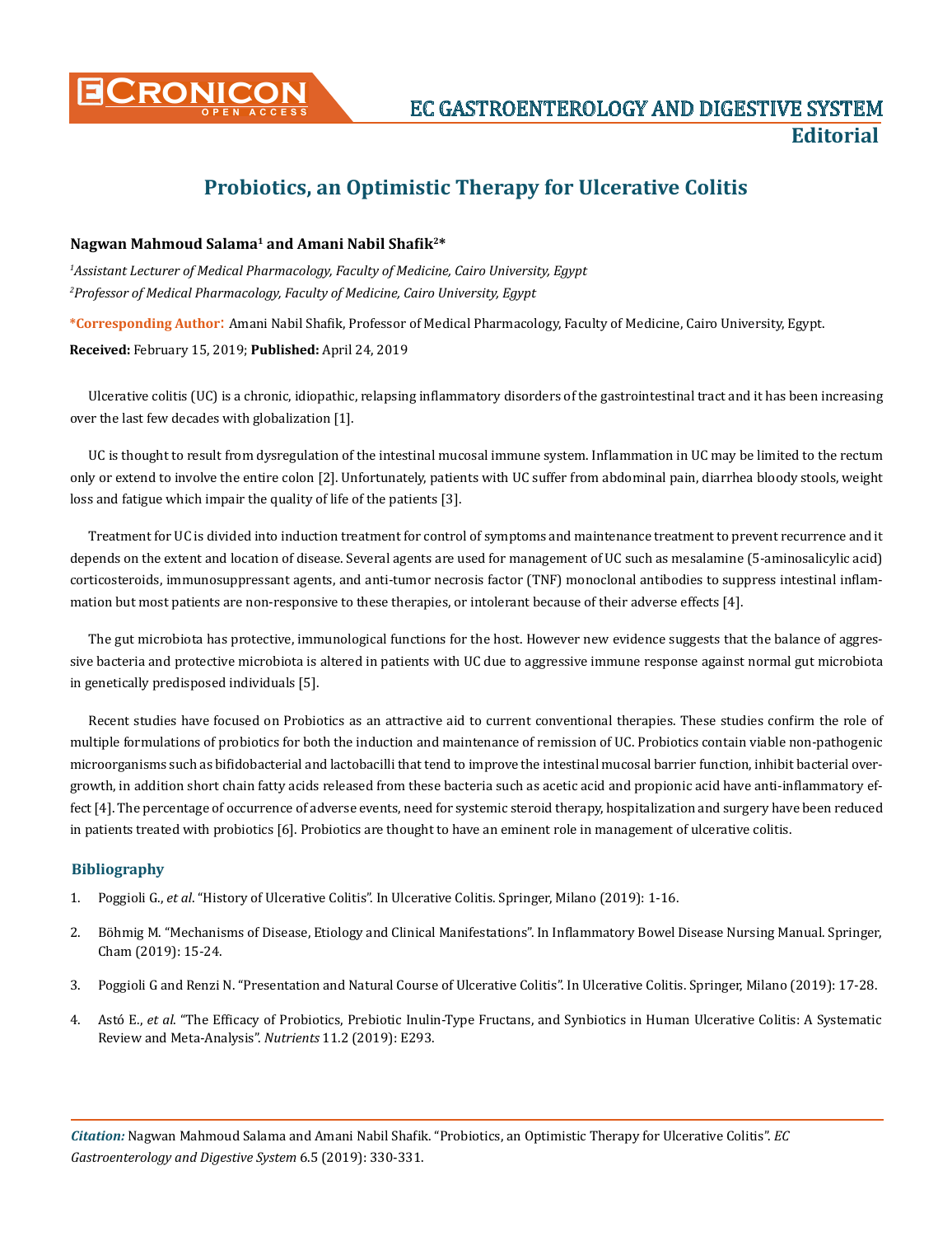Editorial

# Probiotics, an Optimistic Therapy for Ulcerative Colitis

**Nagwan Mahmoud Salama[1] and Amani Nabil Shafik[2]***

*[1]Assistant Lecturer of Medical Pharmacology, Faculty of Medicine, Cairo University, Egypt*
*[2]Professor of Medical Pharmacology, Faculty of Medicine, Cairo University, Egypt*

**\*Corresponding Author**: Amani Nabil Shafik, Professor of Medical Pharmacology, Faculty of Medicine, Cairo University, Egypt.

**Received:** February 15, 2019; **Published:** April 24, 2019

Ulcerative colitis (UC) is a chronic, idiopathic, relapsing inflammatory disorders of the gastrointestinal tract and it has been increasing over the last few decades with globalization [1].

UC is thought to result from dysregulation of the intestinal mucosal immune system. Inflammation in UC may be limited to the rectum only or extend to involve the entire colon [2]. Unfortunately, patients with UC suffer from abdominal pain, diarrhea bloody stools, weight loss and fatigue which impair the quality of life of the patients [3].

Treatment for UC is divided into induction treatment for control of symptoms and maintenance treatment to prevent recurrence and it depends on the extent and location of disease. Several agents are used for management of UC such as mesalamine (5-aminosalicylic acid) corticosteroids, immunosuppressant agents, and anti-tumor necrosis factor (TNF) monoclonal antibodies to suppress intestinal inflammation but most patients are non-responsive to these therapies, or intolerant because of their adverse effects [4].

The gut microbiota has protective, immunological functions for the host. However new evidence suggests that the balance of aggressive bacteria and protective microbiota is altered in patients with UC due to aggressive immune response against normal gut microbiota in genetically predisposed individuals [5].

Recent studies have focused on Probiotics as an attractive aid to current conventional therapies. These studies confirm the role of multiple formulations of probiotics for both the induction and maintenance of remission of UC. Probiotics contain viable non-pathogenic microorganisms such as bifidobacterial and lactobacilli that tend to improve the intestinal mucosal barrier function, inhibit bacterial overgrowth, in addition short chain fatty acids released from these bacteria such as acetic acid and propionic acid have anti-inflammatory effect [4]. The percentage of occurrence of adverse events, need for systemic steroid therapy, hospitalization and surgery have been reduced in patients treated with probiotics [6]. Probiotics are thought to have an eminent role in management of ulcerative colitis.

## Bibliography

1. Poggioli G., *et al*. "History of Ulcerative Colitis". In Ulcerative Colitis. Springer, Milano (2019): 1-16.
2. Böhmig M. "Mechanisms of Disease, Etiology and Clinical Manifestations". In Inflammatory Bowel Disease Nursing Manual. Springer, Cham (2019): 15-24.
3. Poggioli G and Renzi N. "Presentation and Natural Course of Ulcerative Colitis". In Ulcerative Colitis. Springer, Milano (2019): 17-28.
4. Astó E., *et al*. "The Efficacy of Probiotics, Prebiotic Inulin-Type Fructans, and Synbiotics in Human Ulcerative Colitis: A Systematic Review and Meta-Analysis". *Nutrients* 11.2 (2019): E293.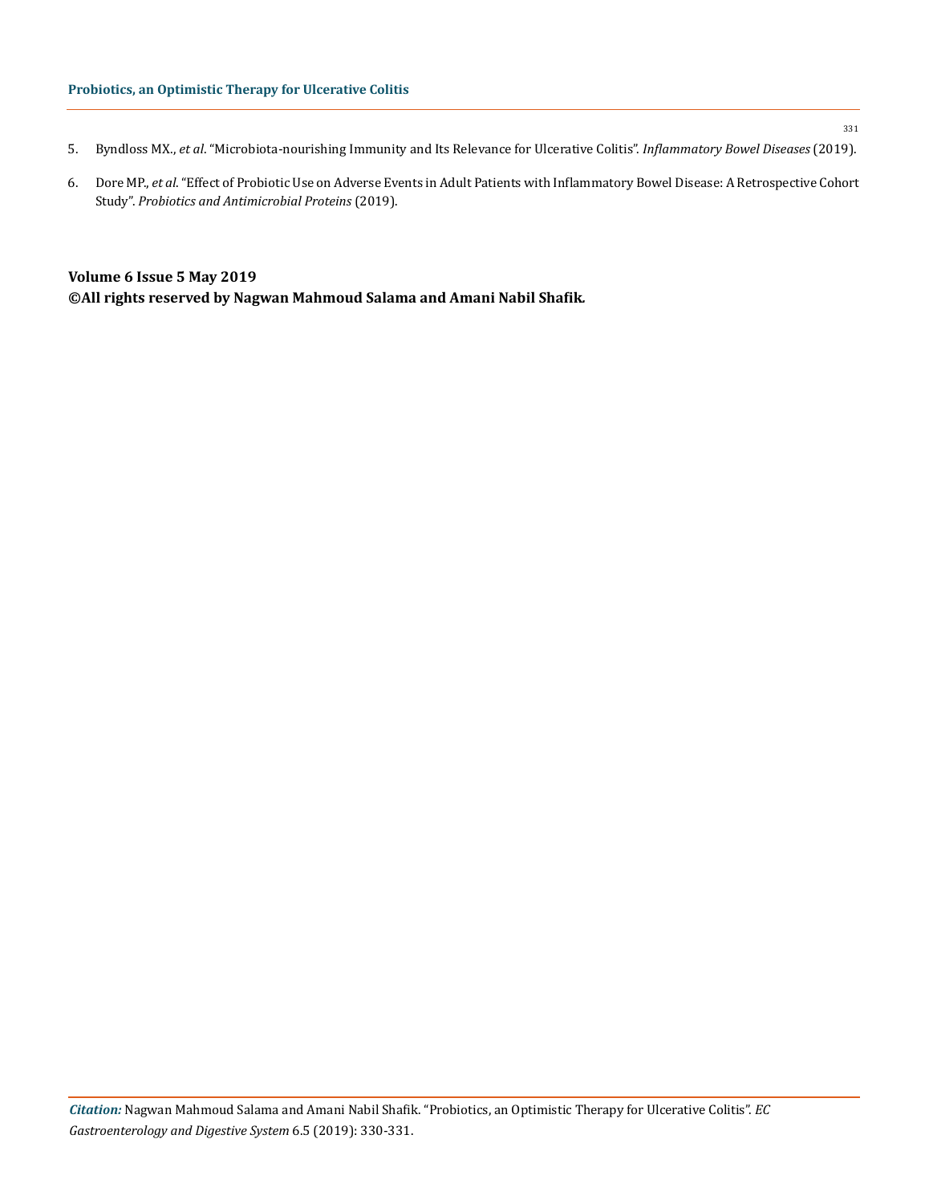5. Byndloss MX., *et al*. "Microbiota-nourishing Immunity and Its Relevance for Ulcerative Colitis". *Inflammatory Bowel Diseases* (2019).

6. Dore MP., *et al*. "Effect of Probiotic Use on Adverse Events in Adult Patients with Inflammatory Bowel Disease: A Retrospective Cohort Study". *Probiotics and Antimicrobial Proteins* (2019).

**Volume 6 Issue 5 May 2019**
**©All rights reserved by Nagwan Mahmoud Salama and Amani Nabil Shafik.**